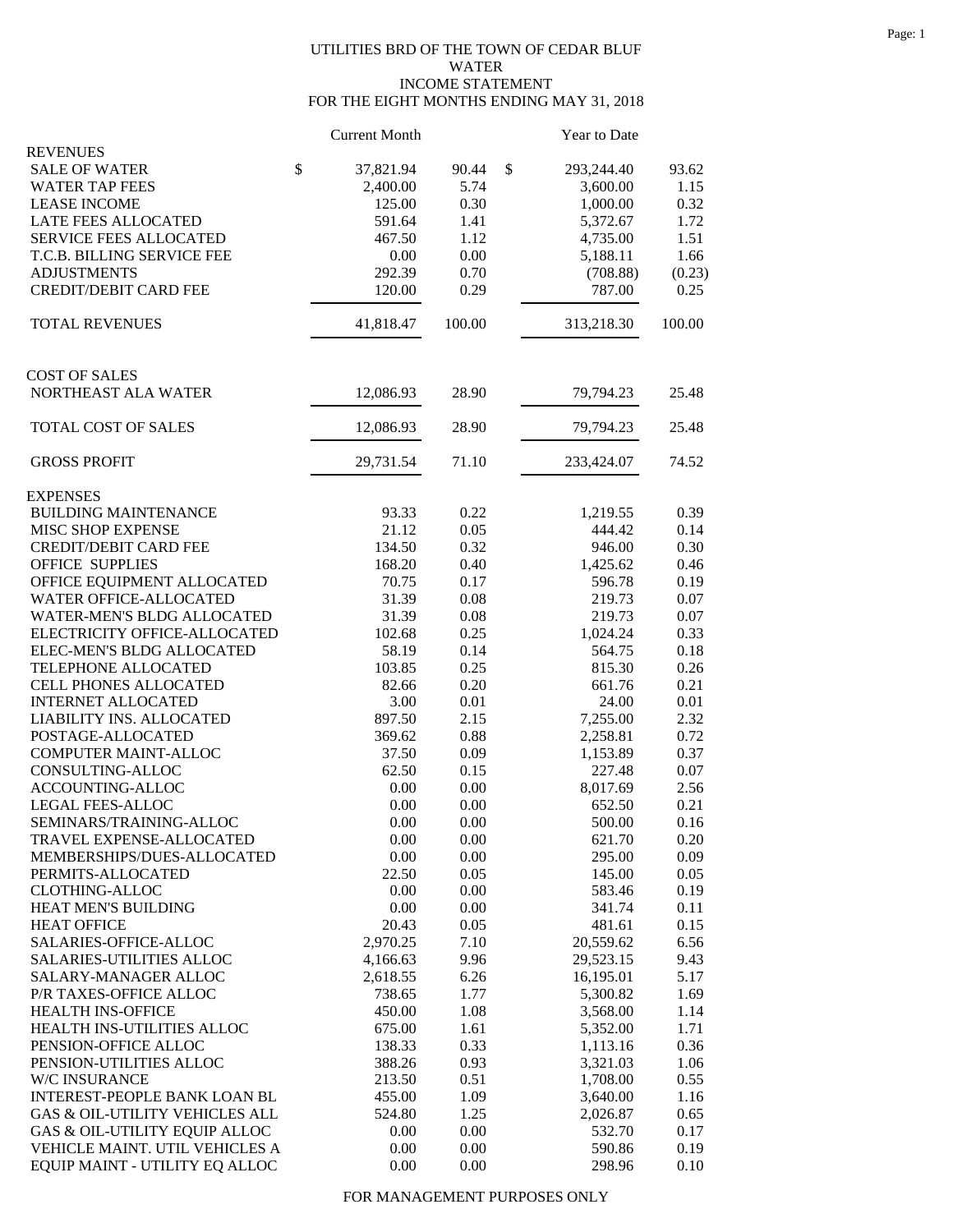UTILITIES BRD OF THE TOWN OF CEDAR BLUF
WATER
INCOME STATEMENT
FOR THE EIGHT MONTHS ENDING MAY 31, 2018

| | Current Month | | Year to Date | |
|---|---|---|---|---|
| **REVENUES** | | | | |
| SALE OF WATER | $ 37,821.94 | 90.44 | $ 293,244.40 | 93.62 |
| WATER TAP FEES | 2,400.00 | 5.74 | 3,600.00 | 1.15 |
| LEASE INCOME | 125.00 | 0.30 | 1,000.00 | 0.32 |
| LATE FEES ALLOCATED | 591.64 | 1.41 | 5,372.67 | 1.72 |
| SERVICE FEES ALLOCATED | 467.50 | 1.12 | 4,735.00 | 1.51 |
| T.C.B. BILLING SERVICE FEE | 0.00 | 0.00 | 5,188.11 | 1.66 |
| ADJUSTMENTS | 292.39 | 0.70 | (708.88) | (0.23) |
| CREDIT/DEBIT CARD FEE | 120.00 | 0.29 | 787.00 | 0.25 |
| TOTAL REVENUES | 41,818.47 | 100.00 | 313,218.30 | 100.00 |
| **COST OF SALES** | | | | |
| NORTHEAST ALA WATER | 12,086.93 | 28.90 | 79,794.23 | 25.48 |
| TOTAL COST OF SALES | 12,086.93 | 28.90 | 79,794.23 | 25.48 |
| GROSS PROFIT | 29,731.54 | 71.10 | 233,424.07 | 74.52 |
| **EXPENSES** | | | | |
| BUILDING MAINTENANCE | 93.33 | 0.22 | 1,219.55 | 0.39 |
| MISC SHOP EXPENSE | 21.12 | 0.05 | 444.42 | 0.14 |
| CREDIT/DEBIT CARD FEE | 134.50 | 0.32 | 946.00 | 0.30 |
| OFFICE SUPPLIES | 168.20 | 0.40 | 1,425.62 | 0.46 |
| OFFICE EQUIPMENT ALLOCATED | 70.75 | 0.17 | 596.78 | 0.19 |
| WATER OFFICE-ALLOCATED | 31.39 | 0.08 | 219.73 | 0.07 |
| WATER-MEN'S BLDG ALLOCATED | 31.39 | 0.08 | 219.73 | 0.07 |
| ELECTRICITY OFFICE-ALLOCATED | 102.68 | 0.25 | 1,024.24 | 0.33 |
| ELEC-MEN'S BLDG ALLOCATED | 58.19 | 0.14 | 564.75 | 0.18 |
| TELEPHONE ALLOCATED | 103.85 | 0.25 | 815.30 | 0.26 |
| CELL PHONES ALLOCATED | 82.66 | 0.20 | 661.76 | 0.21 |
| INTERNET ALLOCATED | 3.00 | 0.01 | 24.00 | 0.01 |
| LIABILITY INS. ALLOCATED | 897.50 | 2.15 | 7,255.00 | 2.32 |
| POSTAGE-ALLOCATED | 369.62 | 0.88 | 2,258.81 | 0.72 |
| COMPUTER MAINT-ALLOC | 37.50 | 0.09 | 1,153.89 | 0.37 |
| CONSULTING-ALLOC | 62.50 | 0.15 | 227.48 | 0.07 |
| ACCOUNTING-ALLOC | 0.00 | 0.00 | 8,017.69 | 2.56 |
| LEGAL FEES-ALLOC | 0.00 | 0.00 | 652.50 | 0.21 |
| SEMINARS/TRAINING-ALLOC | 0.00 | 0.00 | 500.00 | 0.16 |
| TRAVEL EXPENSE-ALLOCATED | 0.00 | 0.00 | 621.70 | 0.20 |
| MEMBERSHIPS/DUES-ALLOCATED | 0.00 | 0.00 | 295.00 | 0.09 |
| PERMITS-ALLOCATED | 22.50 | 0.05 | 145.00 | 0.05 |
| CLOTHING-ALLOC | 0.00 | 0.00 | 583.46 | 0.19 |
| HEAT MEN'S BUILDING | 0.00 | 0.00 | 341.74 | 0.11 |
| HEAT OFFICE | 20.43 | 0.05 | 481.61 | 0.15 |
| SALARIES-OFFICE-ALLOC | 2,970.25 | 7.10 | 20,559.62 | 6.56 |
| SALARIES-UTILITIES ALLOC | 4,166.63 | 9.96 | 29,523.15 | 9.43 |
| SALARY-MANAGER ALLOC | 2,618.55 | 6.26 | 16,195.01 | 5.17 |
| P/R TAXES-OFFICE ALLOC | 738.65 | 1.77 | 5,300.82 | 1.69 |
| HEALTH INS-OFFICE | 450.00 | 1.08 | 3,568.00 | 1.14 |
| HEALTH INS-UTILITIES ALLOC | 675.00 | 1.61 | 5,352.00 | 1.71 |
| PENSION-OFFICE ALLOC | 138.33 | 0.33 | 1,113.16 | 0.36 |
| PENSION-UTILITIES ALLOC | 388.26 | 0.93 | 3,321.03 | 1.06 |
| W/C INSURANCE | 213.50 | 0.51 | 1,708.00 | 0.55 |
| INTEREST-PEOPLE BANK LOAN BL | 455.00 | 1.09 | 3,640.00 | 1.16 |
| GAS & OIL-UTILITY VEHICLES ALL | 524.80 | 1.25 | 2,026.87 | 0.65 |
| GAS & OIL-UTILITY EQUIP ALLOC | 0.00 | 0.00 | 532.70 | 0.17 |
| VEHICLE MAINT. UTIL VEHICLES A | 0.00 | 0.00 | 590.86 | 0.19 |
| EQUIP MAINT - UTILITY EQ ALLOC | 0.00 | 0.00 | 298.96 | 0.10 |

FOR MANAGEMENT PURPOSES ONLY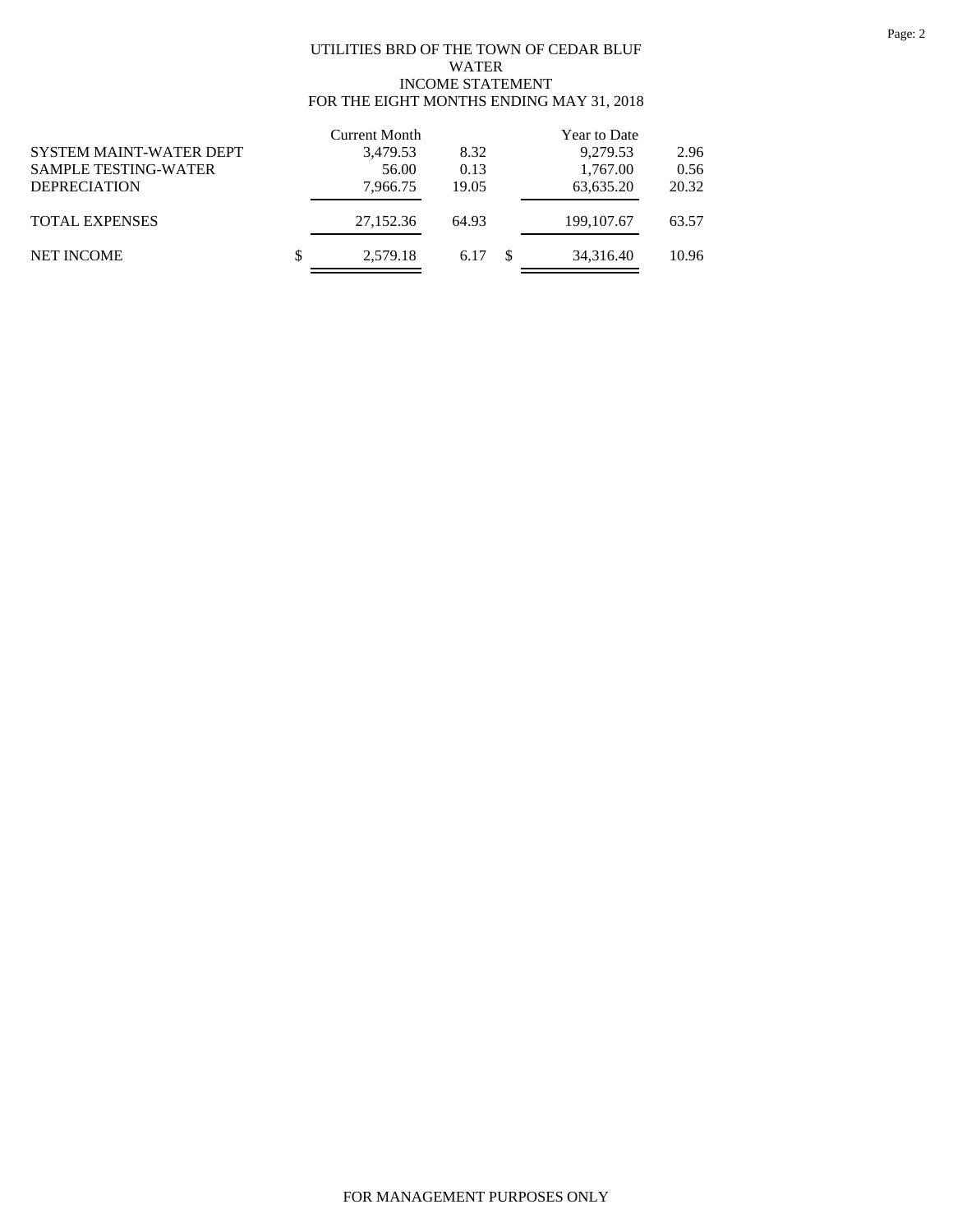UTILITIES BRD OF THE TOWN OF CEDAR BLUF
WATER
INCOME STATEMENT
FOR THE EIGHT MONTHS ENDING MAY 31, 2018

| | Current Month | | Year to Date | |
|---|---|---|---|---|
| SYSTEM MAINT-WATER DEPT | 3,479.53 | 8.32 | 9,279.53 | 2.96 |
| SAMPLE TESTING-WATER | 56.00 | 0.13 | 1,767.00 | 0.56 |
| DEPRECIATION | 7,966.75 | 19.05 | 63,635.20 | 20.32 |
| TOTAL EXPENSES | 27,152.36 | 64.93 | 199,107.67 | 63.57 |
| NET INCOME | $ 2,579.18 | 6.17 | $ 34,316.40 | 10.96 |

FOR MANAGEMENT PURPOSES ONLY